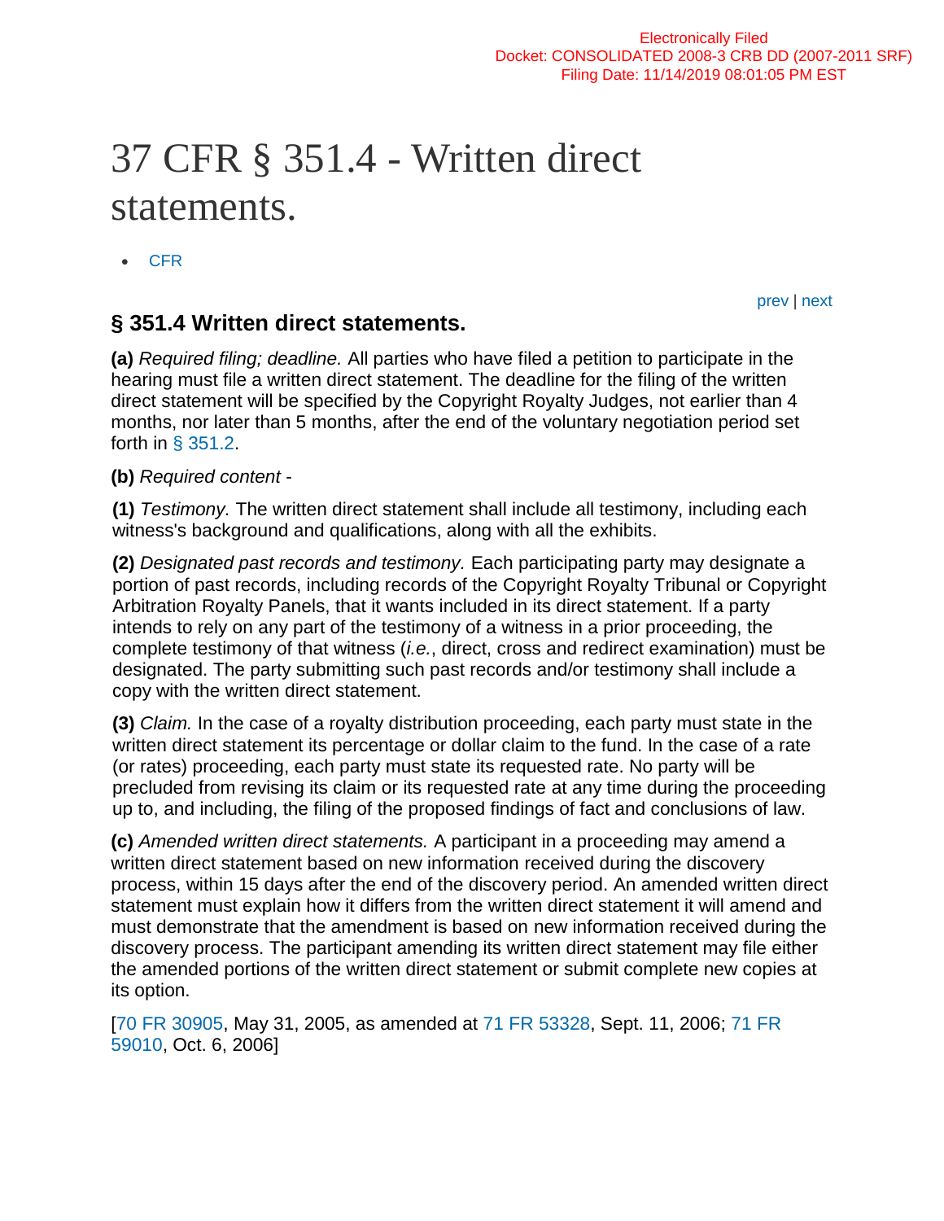Electronically Filed
Docket: CONSOLIDATED 2008-3 CRB DD (2007-2011 SRF)
Filing Date: 11/14/2019 08:01:05 PM EST

# 37 CFR § 351.4 - Written direct statements.

- CFR

prev | next

## § 351.4 Written direct statements.

**(a)** *Required filing; deadline.* All parties who have filed a petition to participate in the hearing must file a written direct statement. The deadline for the filing of the written direct statement will be specified by the Copyright Royalty Judges, not earlier than 4 months, nor later than 5 months, after the end of the voluntary negotiation period set forth in § 351.2.

**(b)** *Required content* -

**(1)** *Testimony.* The written direct statement shall include all testimony, including each witness's background and qualifications, along with all the exhibits.

**(2)** *Designated past records and testimony.* Each participating party may designate a portion of past records, including records of the Copyright Royalty Tribunal or Copyright Arbitration Royalty Panels, that it wants included in its direct statement. If a party intends to rely on any part of the testimony of a witness in a prior proceeding, the complete testimony of that witness (*i.e.*, direct, cross and redirect examination) must be designated. The party submitting such past records and/or testimony shall include a copy with the written direct statement.

**(3)** *Claim.* In the case of a royalty distribution proceeding, each party must state in the written direct statement its percentage or dollar claim to the fund. In the case of a rate (or rates) proceeding, each party must state its requested rate. No party will be precluded from revising its claim or its requested rate at any time during the proceeding up to, and including, the filing of the proposed findings of fact and conclusions of law.

**(c)** *Amended written direct statements.* A participant in a proceeding may amend a written direct statement based on new information received during the discovery process, within 15 days after the end of the discovery period. An amended written direct statement must explain how it differs from the written direct statement it will amend and must demonstrate that the amendment is based on new information received during the discovery process. The participant amending its written direct statement may file either the amended portions of the written direct statement or submit complete new copies at its option.

[70 FR 30905, May 31, 2005, as amended at 71 FR 53328, Sept. 11, 2006; 71 FR 59010, Oct. 6, 2006]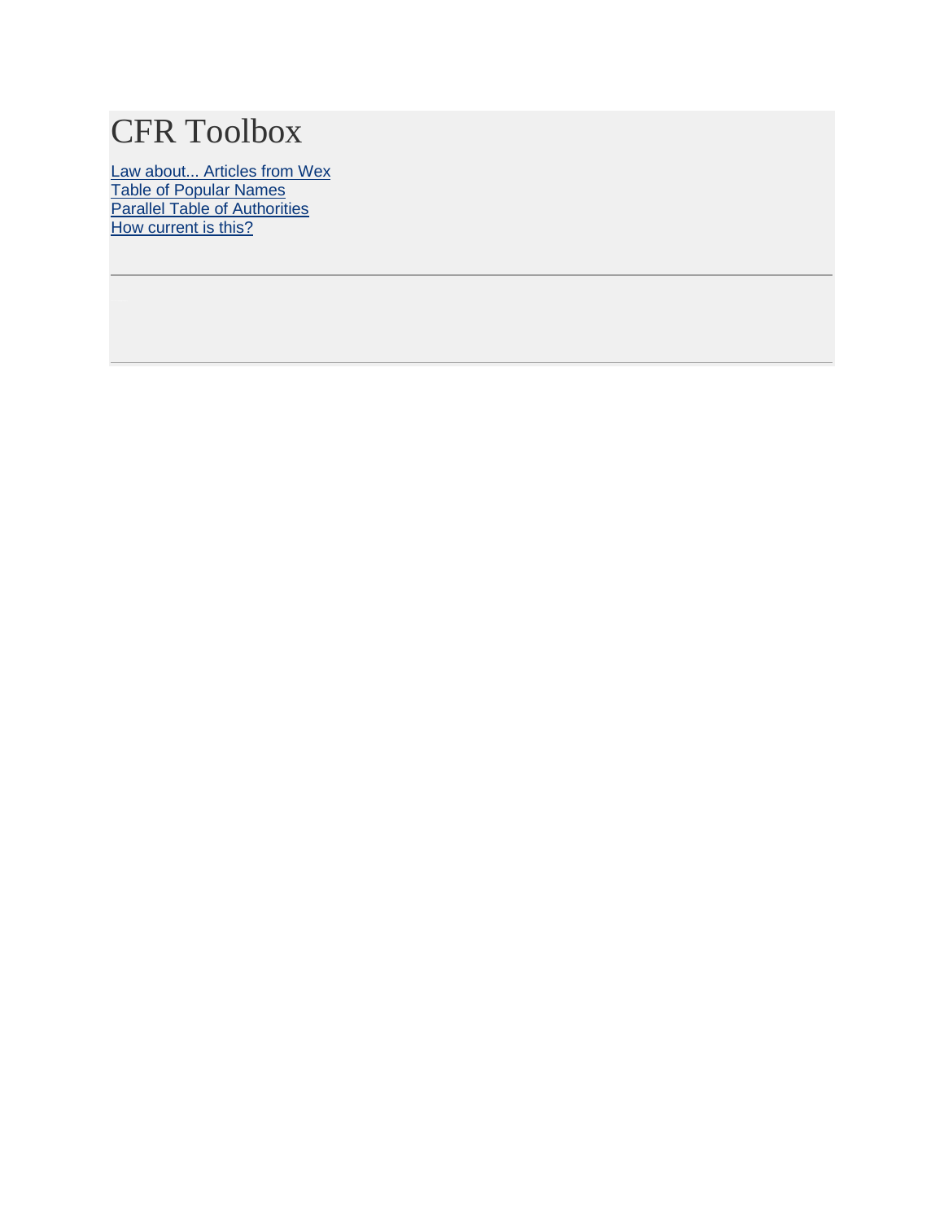# CFR Toolbox

Law about... Articles from Wex
Table of Popular Names
Parallel Table of Authorities
How current is this?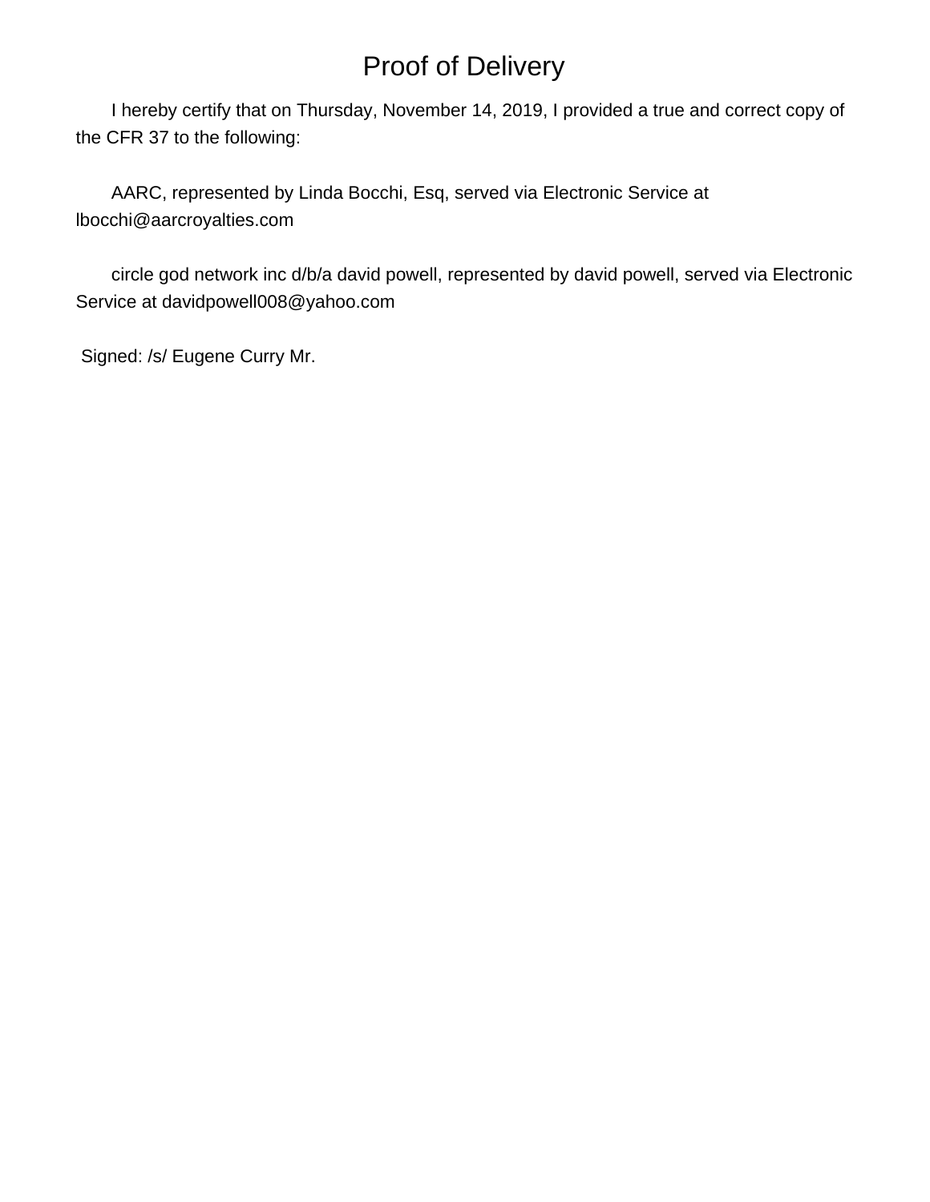# Proof of Delivery

I hereby certify that on Thursday, November 14, 2019, I provided a true and correct copy of the CFR 37 to the following:

AARC, represented by Linda Bocchi, Esq, served via Electronic Service at lbocchi@aarcroyalties.com

circle god network inc d/b/a david powell, represented by david powell, served via Electronic Service at davidpowell008@yahoo.com

Signed: /s/ Eugene Curry Mr.